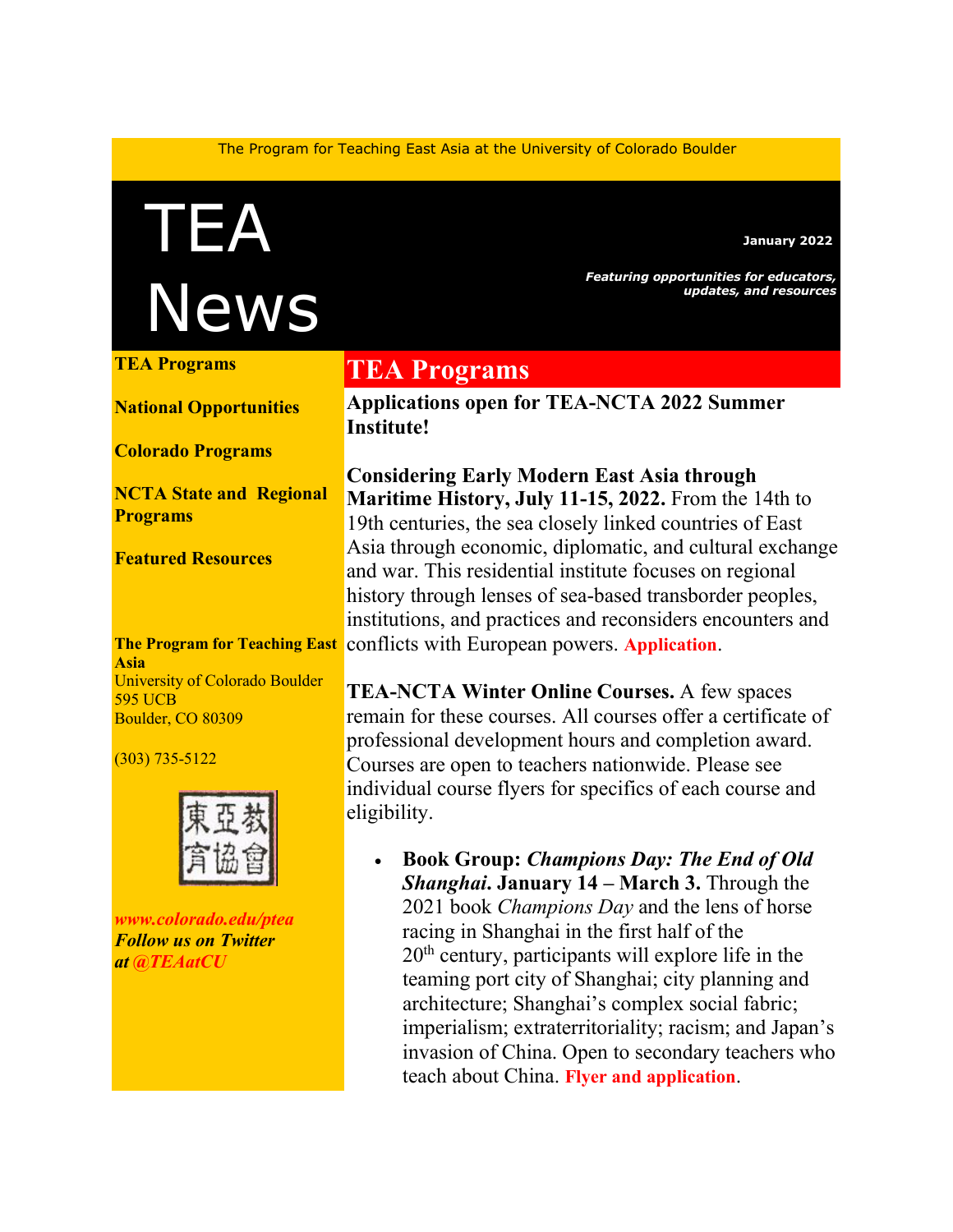The Program for Teaching East Asia at the University of Colorado Boulder

# TEA News

**January 2022**

***Featuring opportunities for educators, updates, and resources***

**TEA Programs**

**National Opportunities**

**Colorado Programs**

**NCTA State and Regional Programs**

**Featured Resources**

**The Program for Teaching East Asia**
University of Colorado Boulder
595 UCB
Boulder, CO 80309

(303) 735-5122

東亞教育協會

***www.colorado.edu/ptea***
***Follow us on Twitter at @TEAatCU***

## TEA Programs

### Applications open for TEA-NCTA 2022 Summer Institute!

**Considering Early Modern East Asia through Maritime History, July 11-15, 2022.** From the 14th to 19th centuries, the sea closely linked countries of East Asia through economic, diplomatic, and cultural exchange and war. This residential institute focuses on regional history through lenses of sea-based transborder peoples, institutions, and practices and reconsiders encounters and conflicts with European powers. **Application**.

**TEA-NCTA Winter Online Courses.** A few spaces remain for these courses. All courses offer a certificate of professional development hours and completion award. Courses are open to teachers nationwide. Please see individual course flyers for specifics of each course and eligibility.

- **Book Group: *Champions Day: The End of Old Shanghai*. January 14 – March 3.** Through the 2021 book *Champions Day* and the lens of horse racing in Shanghai in the first half of the 20th century, participants will explore life in the teaming port city of Shanghai; city planning and architecture; Shanghai's complex social fabric; imperialism; extraterritoriality; racism; and Japan's invasion of China. Open to secondary teachers who teach about China. **Flyer and application**.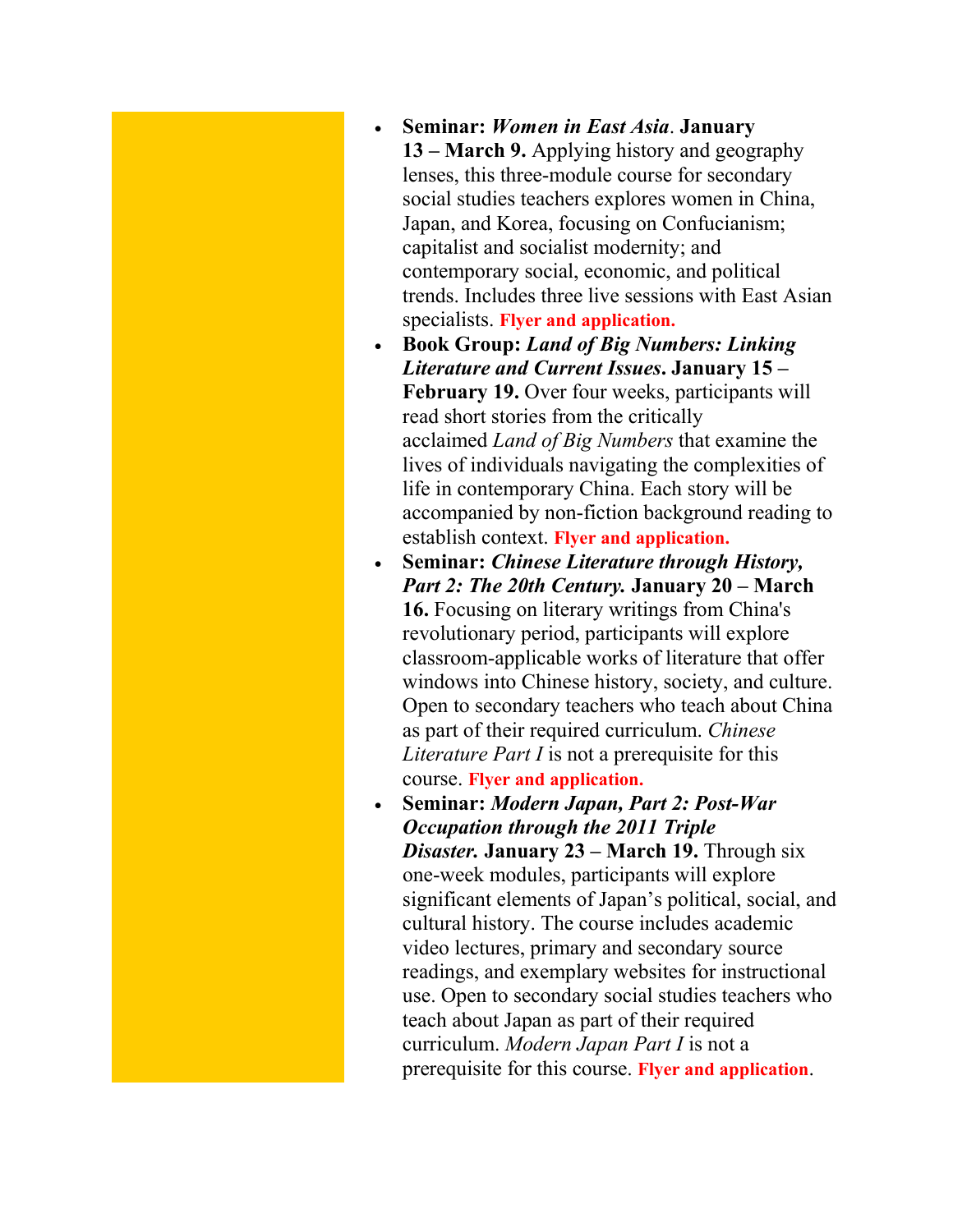- **Seminar:** ***Women in East Asia*. January 13 – March 9.** Applying history and geography lenses, this three-module course for secondary social studies teachers explores women in China, Japan, and Korea, focusing on Confucianism; capitalist and socialist modernity; and contemporary social, economic, and political trends. Includes three live sessions with East Asian specialists. **Flyer and application.**
- **Book Group:** ***Land of Big Numbers: Linking Literature and Current Issues*. January 15 – February 19.** Over four weeks, participants will read short stories from the critically acclaimed *Land of Big Numbers* that examine the lives of individuals navigating the complexities of life in contemporary China. Each story will be accompanied by non-fiction background reading to establish context. **Flyer and application.**
- **Seminar:** ***Chinese Literature through History, Part 2: The 20th Century.* January 20 – March 16.** Focusing on literary writings from China's revolutionary period, participants will explore classroom-applicable works of literature that offer windows into Chinese history, society, and culture. Open to secondary teachers who teach about China as part of their required curriculum. *Chinese Literature Part I* is not a prerequisite for this course. **Flyer and application.**
- **Seminar:** ***Modern Japan, Part 2: Post-War Occupation through the 2011 Triple Disaster.* January 23 – March 19.** Through six one-week modules, participants will explore significant elements of Japan's political, social, and cultural history. The course includes academic video lectures, primary and secondary source readings, and exemplary websites for instructional use. Open to secondary social studies teachers who teach about Japan as part of their required curriculum. *Modern Japan Part I* is not a prerequisite for this course. **Flyer and application**.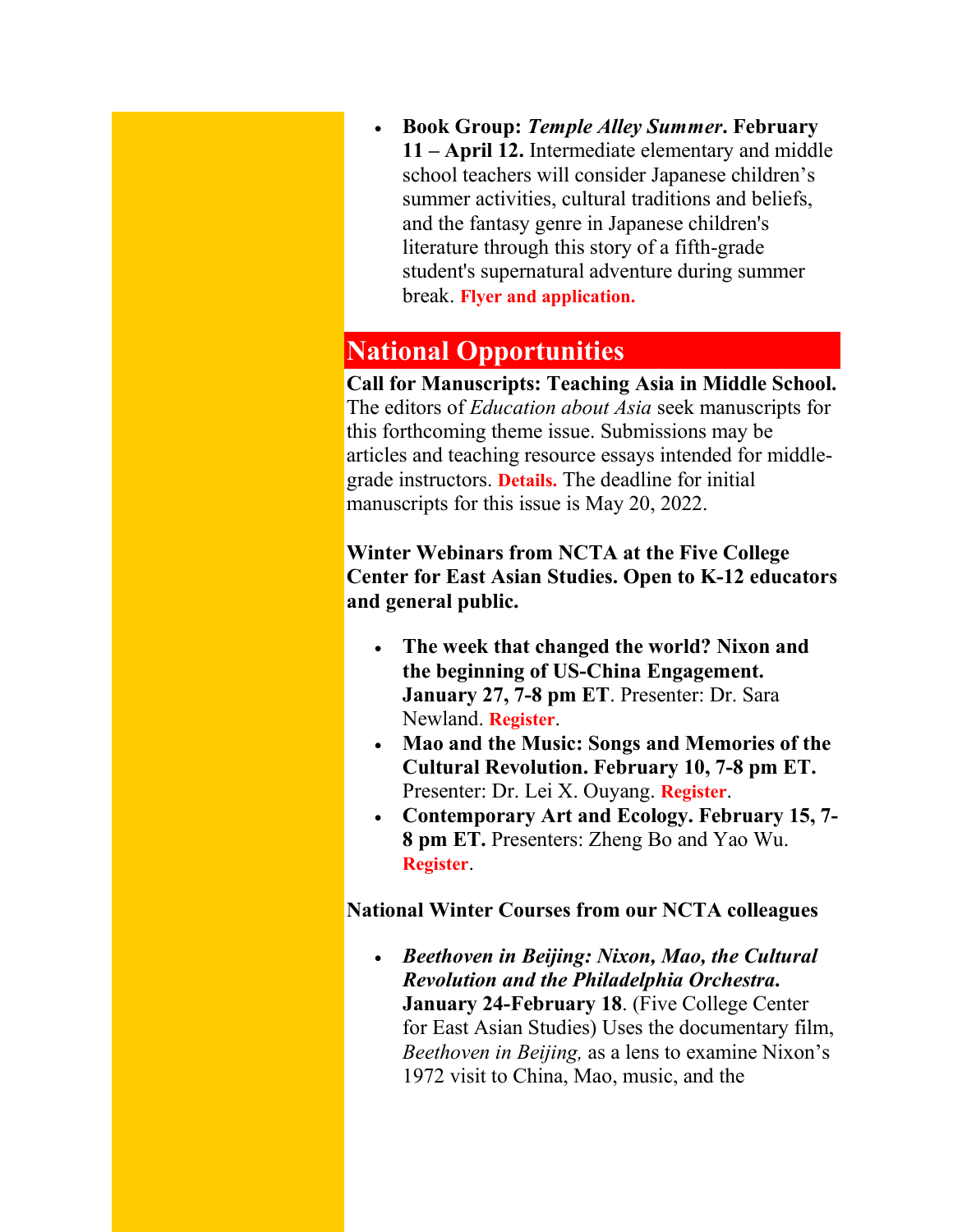- **Book Group: *Temple Alley Summer*. February 11 – April 12.** Intermediate elementary and middle school teachers will consider Japanese children's summer activities, cultural traditions and beliefs, and the fantasy genre in Japanese children's literature through this story of a fifth-grade student's supernatural adventure during summer break. **Flyer and application.**

## National Opportunities

**Call for Manuscripts: Teaching Asia in Middle School.** The editors of *Education about Asia* seek manuscripts for this forthcoming theme issue. Submissions may be articles and teaching resource essays intended for middle-grade instructors. **Details.** The deadline for initial manuscripts for this issue is May 20, 2022.

**Winter Webinars from NCTA at the Five College Center for East Asian Studies. Open to K-12 educators and general public.**

- **The week that changed the world? Nixon and the beginning of US-China Engagement. January 27, 7-8 pm ET**. Presenter: Dr. Sara Newland. **Register**.
- **Mao and the Music: Songs and Memories of the Cultural Revolution. February 10, 7-8 pm ET.** Presenter: Dr. Lei X. Ouyang. **Register**.
- **Contemporary Art and Ecology. February 15, 7-8 pm ET.** Presenters: Zheng Bo and Yao Wu. **Register**.

**National Winter Courses from our NCTA colleagues**

- ***Beethoven in Beijing: Nixon, Mao, the Cultural Revolution and the Philadelphia Orchestra*. January 24-February 18**. (Five College Center for East Asian Studies) Uses the documentary film, *Beethoven in Beijing,* as a lens to examine Nixon's 1972 visit to China, Mao, music, and the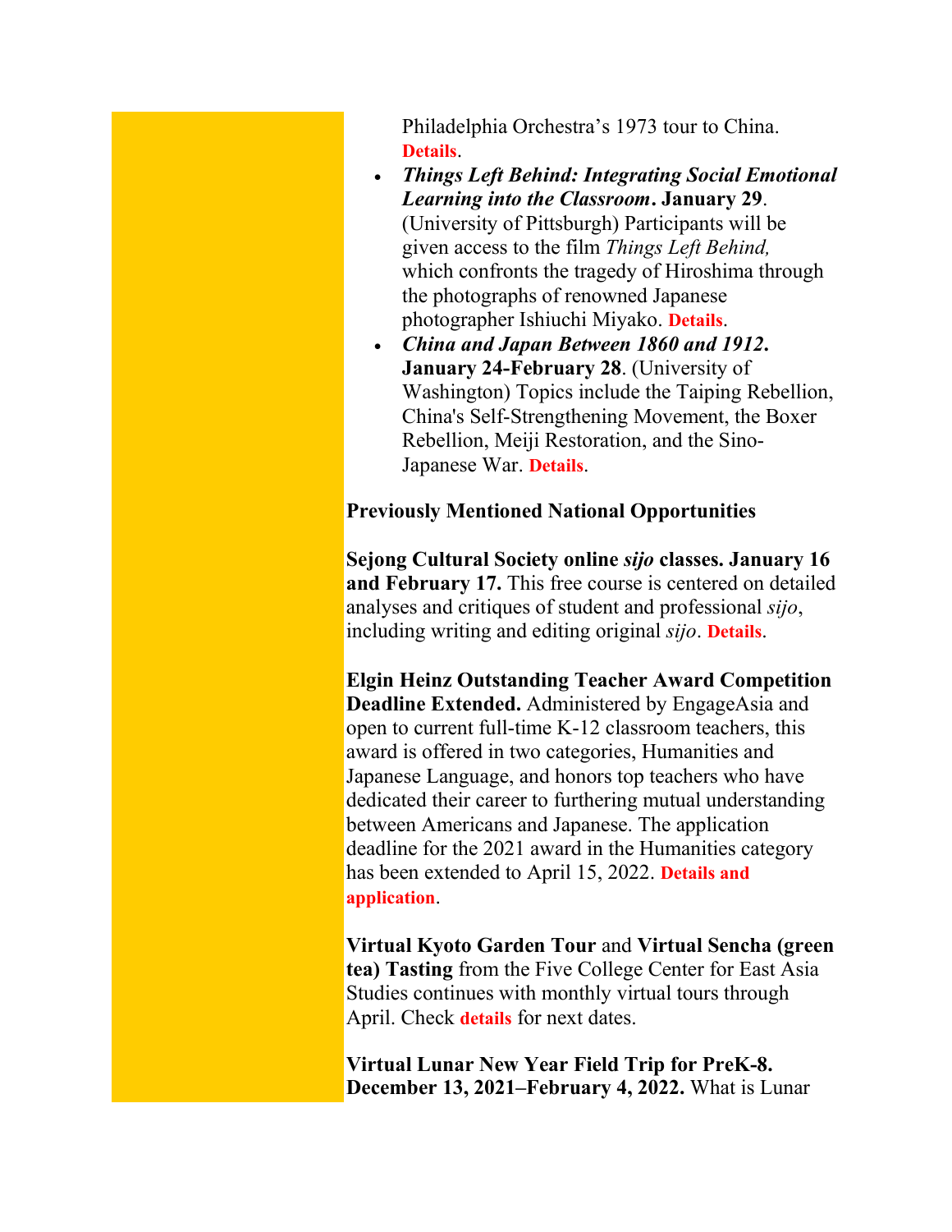Philadelphia Orchestra's 1973 tour to China. **Details**.

- ***Things Left Behind: Integrating Social Emotional Learning into the Classroom*. January 29**. (University of Pittsburgh) Participants will be given access to the film *Things Left Behind,* which confronts the tragedy of Hiroshima through the photographs of renowned Japanese photographer Ishiuchi Miyako. **Details**.
- ***China and Japan Between 1860 and 1912*. January 24-February 28**. (University of Washington) Topics include the Taiping Rebellion, China's Self-Strengthening Movement, the Boxer Rebellion, Meiji Restoration, and the Sino-Japanese War. **Details**.

**Previously Mentioned National Opportunities**

**Sejong Cultural Society online *sijo* classes. January 16 and February 17.** This free course is centered on detailed analyses and critiques of student and professional *sijo*, including writing and editing original *sijo*. **Details**.

**Elgin Heinz Outstanding Teacher Award Competition Deadline Extended.** Administered by EngageAsia and open to current full-time K-12 classroom teachers, this award is offered in two categories, Humanities and Japanese Language, and honors top teachers who have dedicated their career to furthering mutual understanding between Americans and Japanese. The application deadline for the 2021 award in the Humanities category has been extended to April 15, 2022. **Details and application**.

**Virtual Kyoto Garden Tour** and **Virtual Sencha (green tea) Tasting** from the Five College Center for East Asia Studies continues with monthly virtual tours through April. Check **details** for next dates.

**Virtual Lunar New Year Field Trip for PreK-8. December 13, 2021–February 4, 2022.** What is Lunar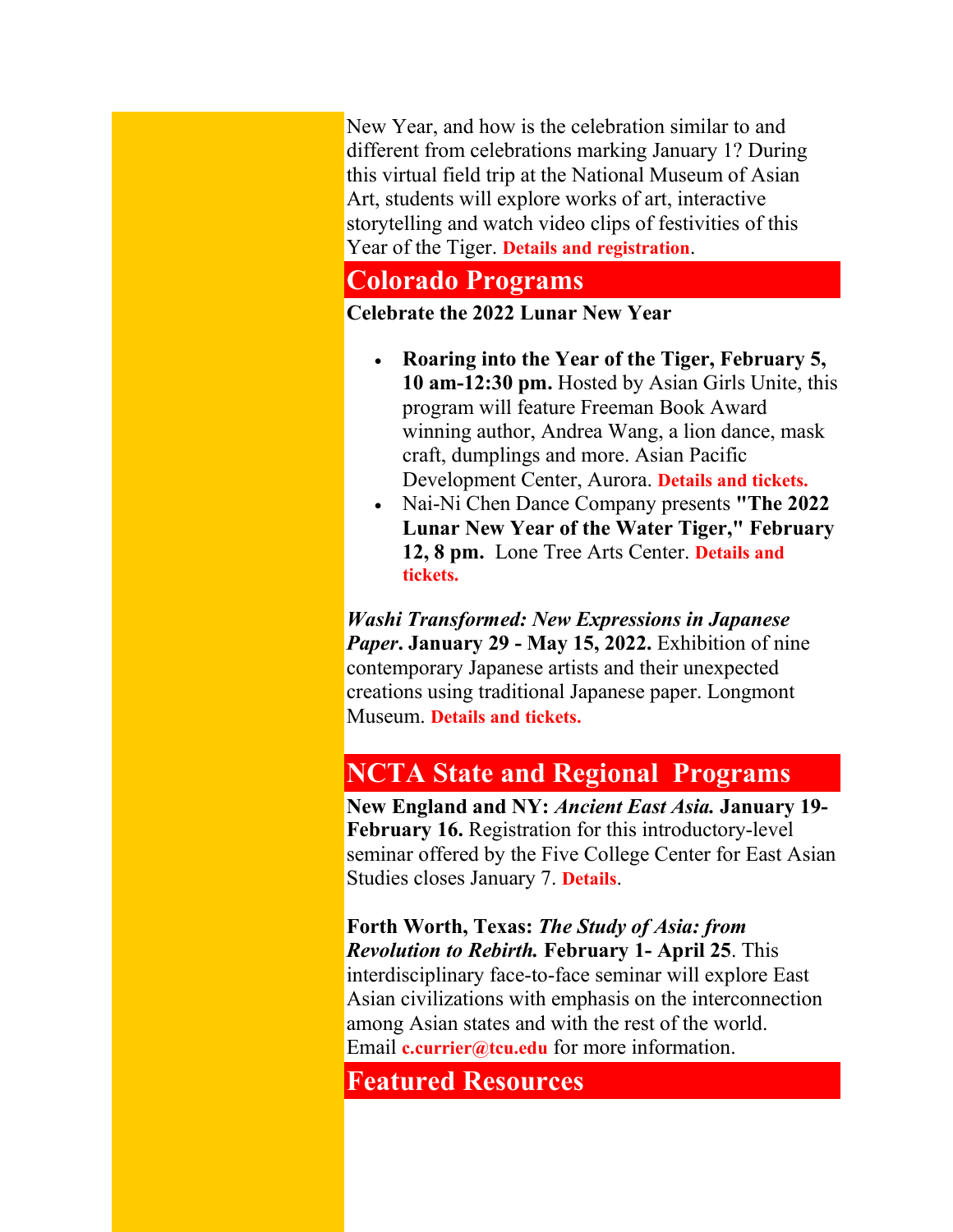New Year, and how is the celebration similar to and different from celebrations marking January 1? During this virtual field trip at the National Museum of Asian Art, students will explore works of art, interactive storytelling and watch video clips of festivities of this Year of the Tiger. **Details and registration**.

## Colorado Programs

**Celebrate the 2022 Lunar New Year**

- **Roaring into the Year of the Tiger, February 5, 10 am-12:30 pm.** Hosted by Asian Girls Unite, this program will feature Freeman Book Award winning author, Andrea Wang, a lion dance, mask craft, dumplings and more. Asian Pacific Development Center, Aurora. **Details and tickets.**
- Nai-Ni Chen Dance Company presents **"The 2022 Lunar New Year of the Water Tiger," February 12, 8 pm.** Lone Tree Arts Center. **Details and tickets.**

***Washi Transformed: New Expressions in Japanese Paper*. January 29 - May 15, 2022.** Exhibition of nine contemporary Japanese artists and their unexpected creations using traditional Japanese paper. Longmont Museum. **Details and tickets.**

## NCTA State and Regional Programs

**New England and NY: *Ancient East Asia.* January 19-February 16.** Registration for this introductory-level seminar offered by the Five College Center for East Asian Studies closes January 7. **Details**.

**Forth Worth, Texas: *The Study of Asia: from Revolution to Rebirth.* February 1- April 25**. This interdisciplinary face-to-face seminar will explore East Asian civilizations with emphasis on the interconnection among Asian states and with the rest of the world. Email **c.currier@tcu.edu** for more information.

## Featured Resources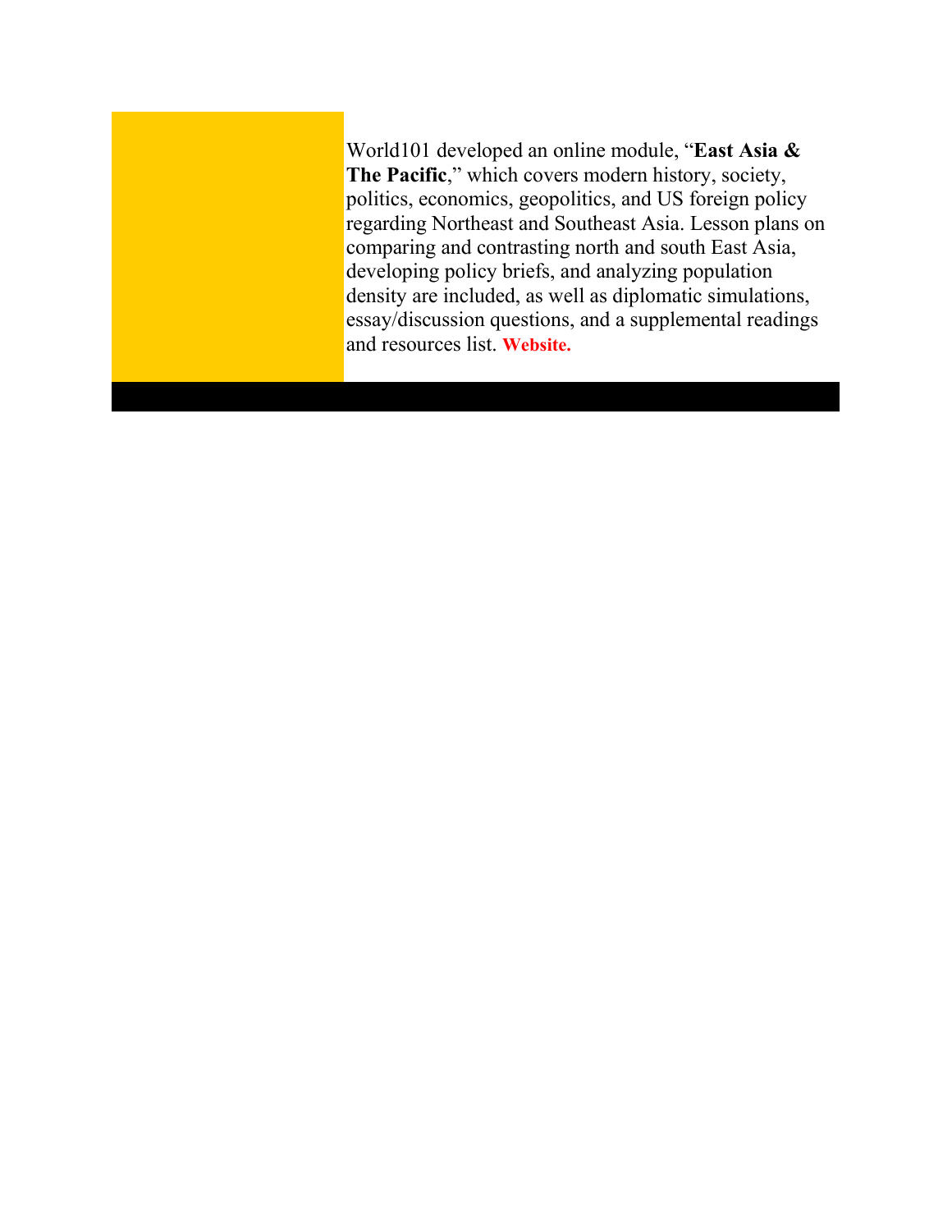World101 developed an online module, "**East Asia & The Pacific**," which covers modern history, society, politics, economics, geopolitics, and US foreign policy regarding Northeast and Southeast Asia. Lesson plans on comparing and contrasting north and south East Asia, developing policy briefs, and analyzing population density are included, as well as diplomatic simulations, essay/discussion questions, and a supplemental readings and resources list. **Website.**